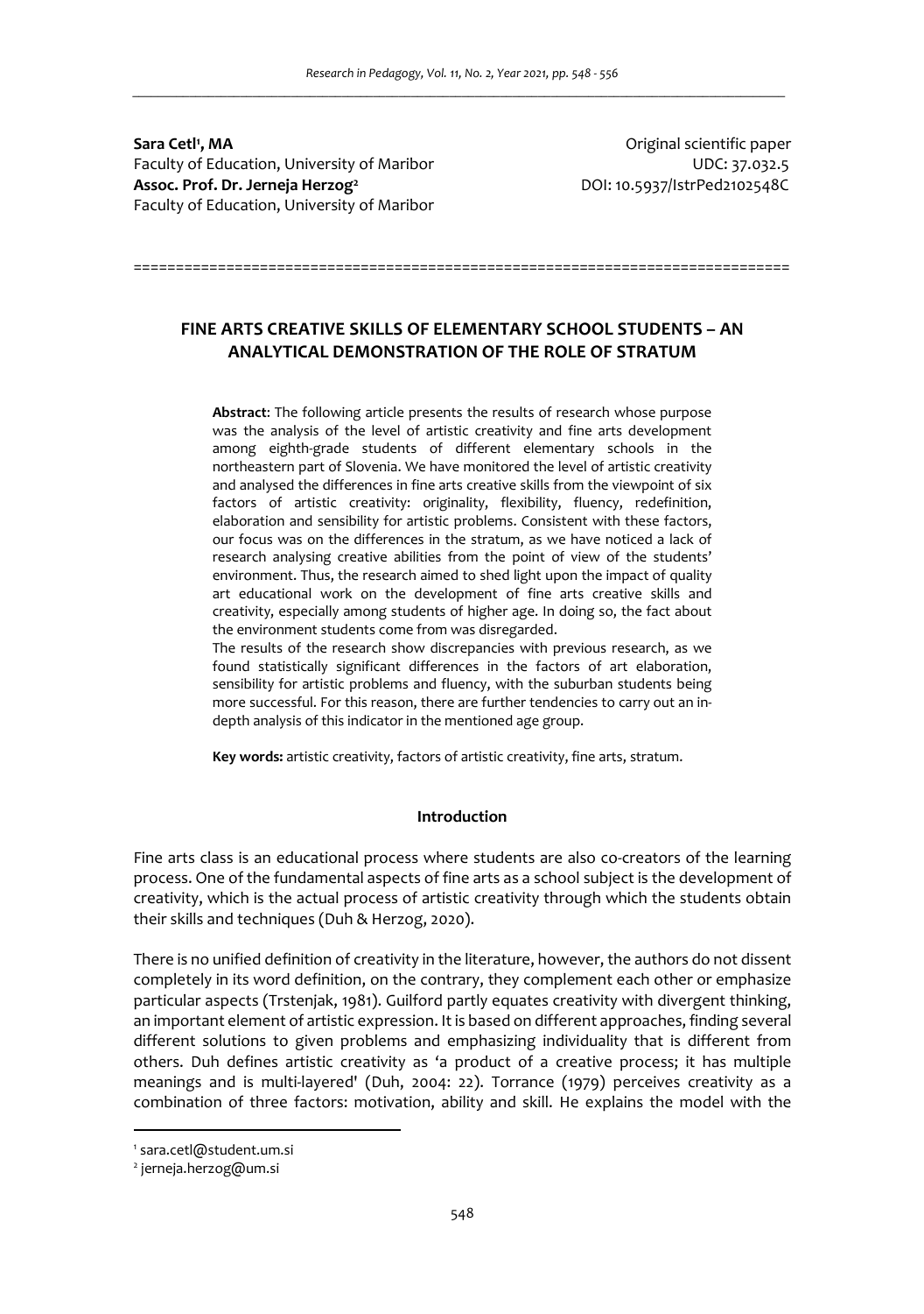**Sara Cetl[1], MA**
Faculty of Education, University of Maribor
**Assoc. Prof. Dr. Jerneja Herzog[2]**
Faculty of Education, University of Maribor

Original scientific paper
UDC: 37.032.5
DOI: 10.5937/IstrPed2102548C

# FINE ARTS CREATIVE SKILLS OF ELEMENTARY SCHOOL STUDENTS – AN ANALYTICAL DEMONSTRATION OF THE ROLE OF STRATUM

**Abstract**: The following article presents the results of research whose purpose was the analysis of the level of artistic creativity and fine arts development among eighth-grade students of different elementary schools in the northeastern part of Slovenia. We have monitored the level of artistic creativity and analysed the differences in fine arts creative skills from the viewpoint of six factors of artistic creativity: originality, flexibility, fluency, redefinition, elaboration and sensibility for artistic problems. Consistent with these factors, our focus was on the differences in the stratum, as we have noticed a lack of research analysing creative abilities from the point of view of the students' environment. Thus, the research aimed to shed light upon the impact of quality art educational work on the development of fine arts creative skills and creativity, especially among students of higher age. In doing so, the fact about the environment students come from was disregarded.

The results of the research show discrepancies with previous research, as we found statistically significant differences in the factors of art elaboration, sensibility for artistic problems and fluency, with the suburban students being more successful. For this reason, there are further tendencies to carry out an in-depth analysis of this indicator in the mentioned age group.

**Key words:** artistic creativity, factors of artistic creativity, fine arts, stratum.

## Introduction

Fine arts class is an educational process where students are also co-creators of the learning process. One of the fundamental aspects of fine arts as a school subject is the development of creativity, which is the actual process of artistic creativity through which the students obtain their skills and techniques (Duh & Herzog, 2020).

There is no unified definition of creativity in the literature, however, the authors do not dissent completely in its word definition, on the contrary, they complement each other or emphasize particular aspects (Trstenjak, 1981). Guilford partly equates creativity with divergent thinking, an important element of artistic expression. It is based on different approaches, finding several different solutions to given problems and emphasizing individuality that is different from others. Duh defines artistic creativity as 'a product of a creative process; it has multiple meanings and is multi-layered' (Duh, 2004: 22). Torrance (1979) perceives creativity as a combination of three factors: motivation, ability and skill. He explains the model with the

[1] sara.cetl@student.um.si
[2] jerneja.herzog@um.si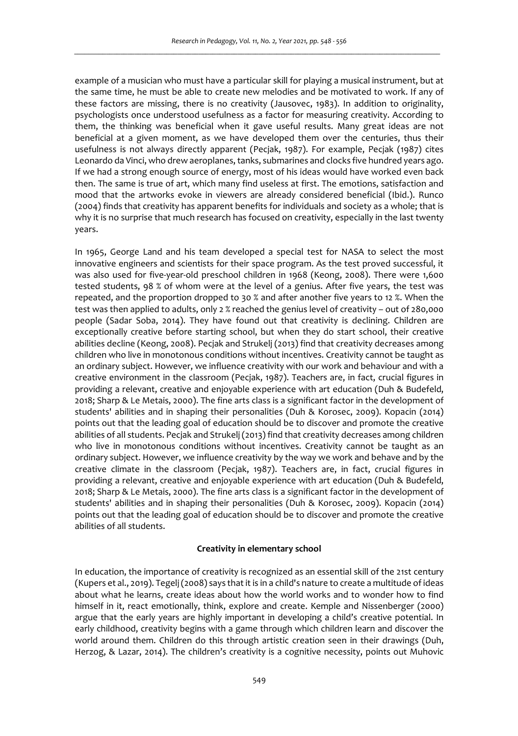example of a musician who must have a particular skill for playing a musical instrument, but at the same time, he must be able to create new melodies and be motivated to work. If any of these factors are missing, there is no creativity (Jausovec, 1983). In addition to originality, psychologists once understood usefulness as a factor for measuring creativity. According to them, the thinking was beneficial when it gave useful results. Many great ideas are not beneficial at a given moment, as we have developed them over the centuries, thus their usefulness is not always directly apparent (Pecjak, 1987). For example, Pecjak (1987) cites Leonardo da Vinci, who drew aeroplanes, tanks, submarines and clocks five hundred years ago. If we had a strong enough source of energy, most of his ideas would have worked even back then. The same is true of art, which many find useless at first. The emotions, satisfaction and mood that the artworks evoke in viewers are already considered beneficial (Ibid.). Runco (2004) finds that creativity has apparent benefits for individuals and society as a whole; that is why it is no surprise that much research has focused on creativity, especially in the last twenty years.

In 1965, George Land and his team developed a special test for NASA to select the most innovative engineers and scientists for their space program. As the test proved successful, it was also used for five-year-old preschool children in 1968 (Keong, 2008). There were 1,600 tested students, 98 % of whom were at the level of a genius. After five years, the test was repeated, and the proportion dropped to 30 % and after another five years to 12 %. When the test was then applied to adults, only 2 % reached the genius level of creativity – out of 280,000 people (Sadar Soba, 2014). They have found out that creativity is declining. Children are exceptionally creative before starting school, but when they do start school, their creative abilities decline (Keong, 2008). Pecjak and Strukelj (2013) find that creativity decreases among children who live in monotonous conditions without incentives. Creativity cannot be taught as an ordinary subject. However, we influence creativity with our work and behaviour and with a creative environment in the classroom (Pecjak, 1987). Teachers are, in fact, crucial figures in providing a relevant, creative and enjoyable experience with art education (Duh & Budefeld, 2018; Sharp & Le Metais, 2000). The fine arts class is a significant factor in the development of students' abilities and in shaping their personalities (Duh & Korosec, 2009). Kopacin (2014) points out that the leading goal of education should be to discover and promote the creative abilities of all students. Pecjak and Strukelj (2013) find that creativity decreases among children who live in monotonous conditions without incentives. Creativity cannot be taught as an ordinary subject. However, we influence creativity by the way we work and behave and by the creative climate in the classroom (Pecjak, 1987). Teachers are, in fact, crucial figures in providing a relevant, creative and enjoyable experience with art education (Duh & Budefeld, 2018; Sharp & Le Metais, 2000). The fine arts class is a significant factor in the development of students' abilities and in shaping their personalities (Duh & Korosec, 2009). Kopacin (2014) points out that the leading goal of education should be to discover and promote the creative abilities of all students.

## Creativity in elementary school

In education, the importance of creativity is recognized as an essential skill of the 21st century (Kupers et al., 2019). Tegelj (2008) says that it is in a child's nature to create a multitude of ideas about what he learns, create ideas about how the world works and to wonder how to find himself in it, react emotionally, think, explore and create. Kemple and Nissenberger (2000) argue that the early years are highly important in developing a child's creative potential. In early childhood, creativity begins with a game through which children learn and discover the world around them. Children do this through artistic creation seen in their drawings (Duh, Herzog, & Lazar, 2014). The children's creativity is a cognitive necessity, points out Muhovic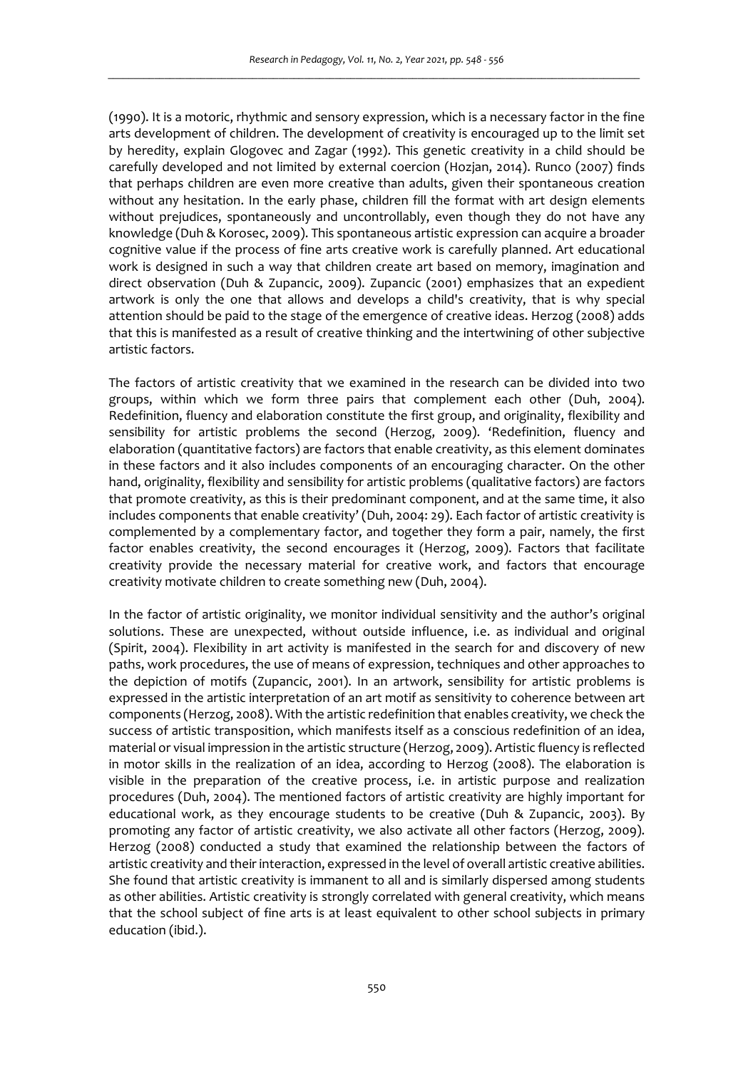(1990). It is a motoric, rhythmic and sensory expression, which is a necessary factor in the fine arts development of children. The development of creativity is encouraged up to the limit set by heredity, explain Glogovec and Zagar (1992). This genetic creativity in a child should be carefully developed and not limited by external coercion (Hozjan, 2014). Runco (2007) finds that perhaps children are even more creative than adults, given their spontaneous creation without any hesitation. In the early phase, children fill the format with art design elements without prejudices, spontaneously and uncontrollably, even though they do not have any knowledge (Duh & Korosec, 2009). This spontaneous artistic expression can acquire a broader cognitive value if the process of fine arts creative work is carefully planned. Art educational work is designed in such a way that children create art based on memory, imagination and direct observation (Duh & Zupancic, 2009). Zupancic (2001) emphasizes that an expedient artwork is only the one that allows and develops a child's creativity, that is why special attention should be paid to the stage of the emergence of creative ideas. Herzog (2008) adds that this is manifested as a result of creative thinking and the intertwining of other subjective artistic factors.

The factors of artistic creativity that we examined in the research can be divided into two groups, within which we form three pairs that complement each other (Duh, 2004). Redefinition, fluency and elaboration constitute the first group, and originality, flexibility and sensibility for artistic problems the second (Herzog, 2009). 'Redefinition, fluency and elaboration (quantitative factors) are factors that enable creativity, as this element dominates in these factors and it also includes components of an encouraging character. On the other hand, originality, flexibility and sensibility for artistic problems (qualitative factors) are factors that promote creativity, as this is their predominant component, and at the same time, it also includes components that enable creativity' (Duh, 2004: 29). Each factor of artistic creativity is complemented by a complementary factor, and together they form a pair, namely, the first factor enables creativity, the second encourages it (Herzog, 2009). Factors that facilitate creativity provide the necessary material for creative work, and factors that encourage creativity motivate children to create something new (Duh, 2004).

In the factor of artistic originality, we monitor individual sensitivity and the author's original solutions. These are unexpected, without outside influence, i.e. as individual and original (Spirit, 2004). Flexibility in art activity is manifested in the search for and discovery of new paths, work procedures, the use of means of expression, techniques and other approaches to the depiction of motifs (Zupancic, 2001). In an artwork, sensibility for artistic problems is expressed in the artistic interpretation of an art motif as sensitivity to coherence between art components (Herzog, 2008). With the artistic redefinition that enables creativity, we check the success of artistic transposition, which manifests itself as a conscious redefinition of an idea, material or visual impression in the artistic structure (Herzog, 2009). Artistic fluency is reflected in motor skills in the realization of an idea, according to Herzog (2008). The elaboration is visible in the preparation of the creative process, i.e. in artistic purpose and realization procedures (Duh, 2004). The mentioned factors of artistic creativity are highly important for educational work, as they encourage students to be creative (Duh & Zupancic, 2003). By promoting any factor of artistic creativity, we also activate all other factors (Herzog, 2009). Herzog (2008) conducted a study that examined the relationship between the factors of artistic creativity and their interaction, expressed in the level of overall artistic creative abilities. She found that artistic creativity is immanent to all and is similarly dispersed among students as other abilities. Artistic creativity is strongly correlated with general creativity, which means that the school subject of fine arts is at least equivalent to other school subjects in primary education (ibid.).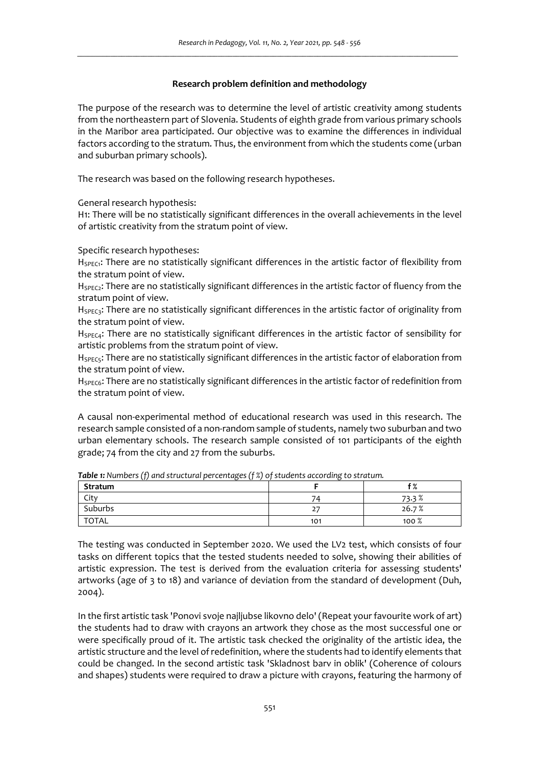## Research problem definition and methodology

The purpose of the research was to determine the level of artistic creativity among students from the northeastern part of Slovenia. Students of eighth grade from various primary schools in the Maribor area participated. Our objective was to examine the differences in individual factors according to the stratum. Thus, the environment from which the students come (urban and suburban primary schools).

The research was based on the following research hypotheses.

General research hypothesis:
H1: There will be no statistically significant differences in the overall achievements in the level of artistic creativity from the stratum point of view.

Specific research hypotheses:
$H_{SPEC1}$: There are no statistically significant differences in the artistic factor of flexibility from the stratum point of view.
$H_{SPEC2}$: There are no statistically significant differences in the artistic factor of fluency from the stratum point of view.
$H_{SPEC3}$: There are no statistically significant differences in the artistic factor of originality from the stratum point of view.
$H_{SPEC4}$: There are no statistically significant differences in the artistic factor of sensibility for artistic problems from the stratum point of view.
$H_{SPEC5}$: There are no statistically significant differences in the artistic factor of elaboration from the stratum point of view.
$H_{SPEC6}$: There are no statistically significant differences in the artistic factor of redefinition from the stratum point of view.

A causal non-experimental method of educational research was used in this research. The research sample consisted of a non-random sample of students, namely two suburban and two urban elementary schools. The research sample consisted of 101 participants of the eighth grade; 74 from the city and 27 from the suburbs.

***Table 1:*** *Numbers (f) and structural percentages (f %) of students according to stratum.*

| Stratum | F | f % |
|---|---|---|
| City | 74 | 73.3 % |
| Suburbs | 27 | 26.7 % |
| TOTAL | 101 | 100 % |

The testing was conducted in September 2020. We used the LV2 test, which consists of four tasks on different topics that the tested students needed to solve, showing their abilities of artistic expression. The test is derived from the evaluation criteria for assessing students' artworks (age of 3 to 18) and variance of deviation from the standard of development (Duh, 2004).

In the first artistic task 'Ponovi svoje najljubse likovno delo' (Repeat your favourite work of art) the students had to draw with crayons an artwork they chose as the most successful one or were specifically proud of it. The artistic task checked the originality of the artistic idea, the artistic structure and the level of redefinition, where the students had to identify elements that could be changed. In the second artistic task 'Skladnost barv in oblik' (Coherence of colours and shapes) students were required to draw a picture with crayons, featuring the harmony of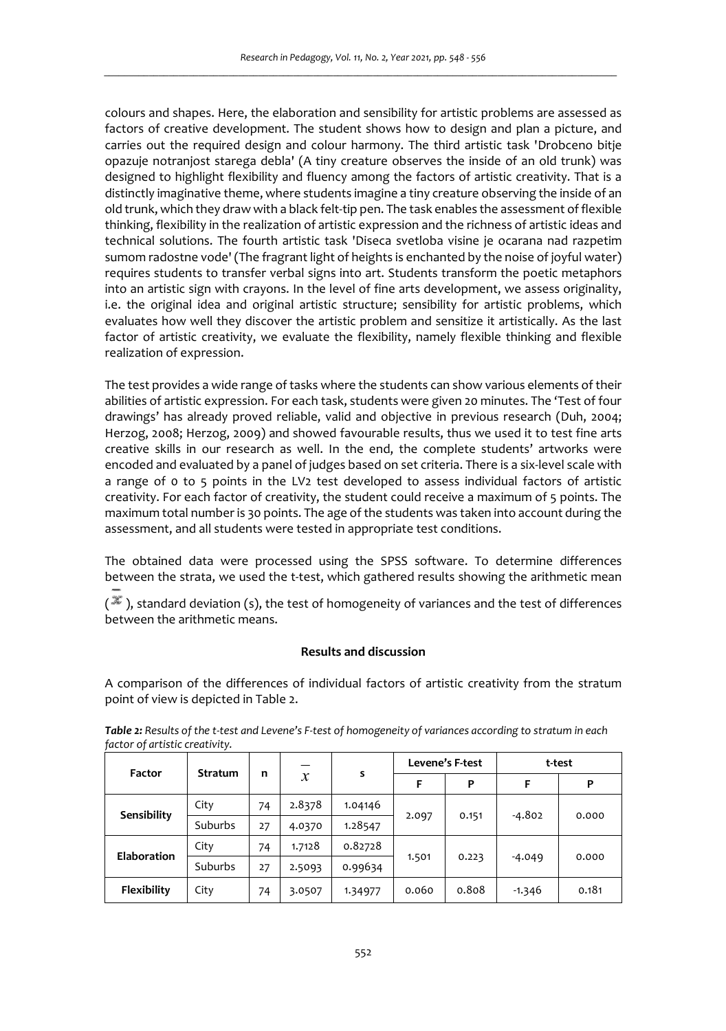colours and shapes. Here, the elaboration and sensibility for artistic problems are assessed as factors of creative development. The student shows how to design and plan a picture, and carries out the required design and colour harmony. The third artistic task 'Drobceno bitje opazuje notranjost starega debla' (A tiny creature observes the inside of an old trunk) was designed to highlight flexibility and fluency among the factors of artistic creativity. That is a distinctly imaginative theme, where students imagine a tiny creature observing the inside of an old trunk, which they draw with a black felt-tip pen. The task enables the assessment of flexible thinking, flexibility in the realization of artistic expression and the richness of artistic ideas and technical solutions. The fourth artistic task 'Diseca svetloba visine je ocarana nad razpetim sumom radostne vode' (The fragrant light of heights is enchanted by the noise of joyful water) requires students to transfer verbal signs into art. Students transform the poetic metaphors into an artistic sign with crayons. In the level of fine arts development, we assess originality, i.e. the original idea and original artistic structure; sensibility for artistic problems, which evaluates how well they discover the artistic problem and sensitize it artistically. As the last factor of artistic creativity, we evaluate the flexibility, namely flexible thinking and flexible realization of expression.

The test provides a wide range of tasks where the students can show various elements of their abilities of artistic expression. For each task, students were given 20 minutes. The 'Test of four drawings' has already proved reliable, valid and objective in previous research (Duh, 2004; Herzog, 2008; Herzog, 2009) and showed favourable results, thus we used it to test fine arts creative skills in our research as well. In the end, the complete students' artworks were encoded and evaluated by a panel of judges based on set criteria. There is a six-level scale with a range of 0 to 5 points in the LV2 test developed to assess individual factors of artistic creativity. For each factor of creativity, the student could receive a maximum of 5 points. The maximum total number is 30 points. The age of the students was taken into account during the assessment, and all students were tested in appropriate test conditions.

The obtained data were processed using the SPSS software. To determine differences between the strata, we used the t-test, which gathered results showing the arithmetic mean ($\bar{x}$), standard deviation (s), the test of homogeneity of variances and the test of differences between the arithmetic means.

## Results and discussion

A comparison of the differences of individual factors of artistic creativity from the stratum point of view is depicted in Table 2.

***Table 2:*** *Results of the t-test and Levene's F-test of homogeneity of variances according to stratum in each factor of artistic creativity.*

| Factor | Stratum | n | $\bar{x}$ | s | Levene's F-test | | t-test | |
|---|---|---|---|---|---|---|---|---|
| | | | | | F | P | F | P |
| **Sensibility** | City | 74 | 2.8378 | 1.04146 | 2.097 | 0.151 | -4.802 | 0.000 |
| | Suburbs | 27 | 4.0370 | 1.28547 | | | | |
| **Elaboration** | City | 74 | 1.7128 | 0.82728 | 1.501 | 0.223 | -4.049 | 0.000 |
| | Suburbs | 27 | 2.5093 | 0.99634 | | | | |
| **Flexibility** | City | 74 | 3.0507 | 1.34977 | 0.060 | 0.808 | -1.346 | 0.181 |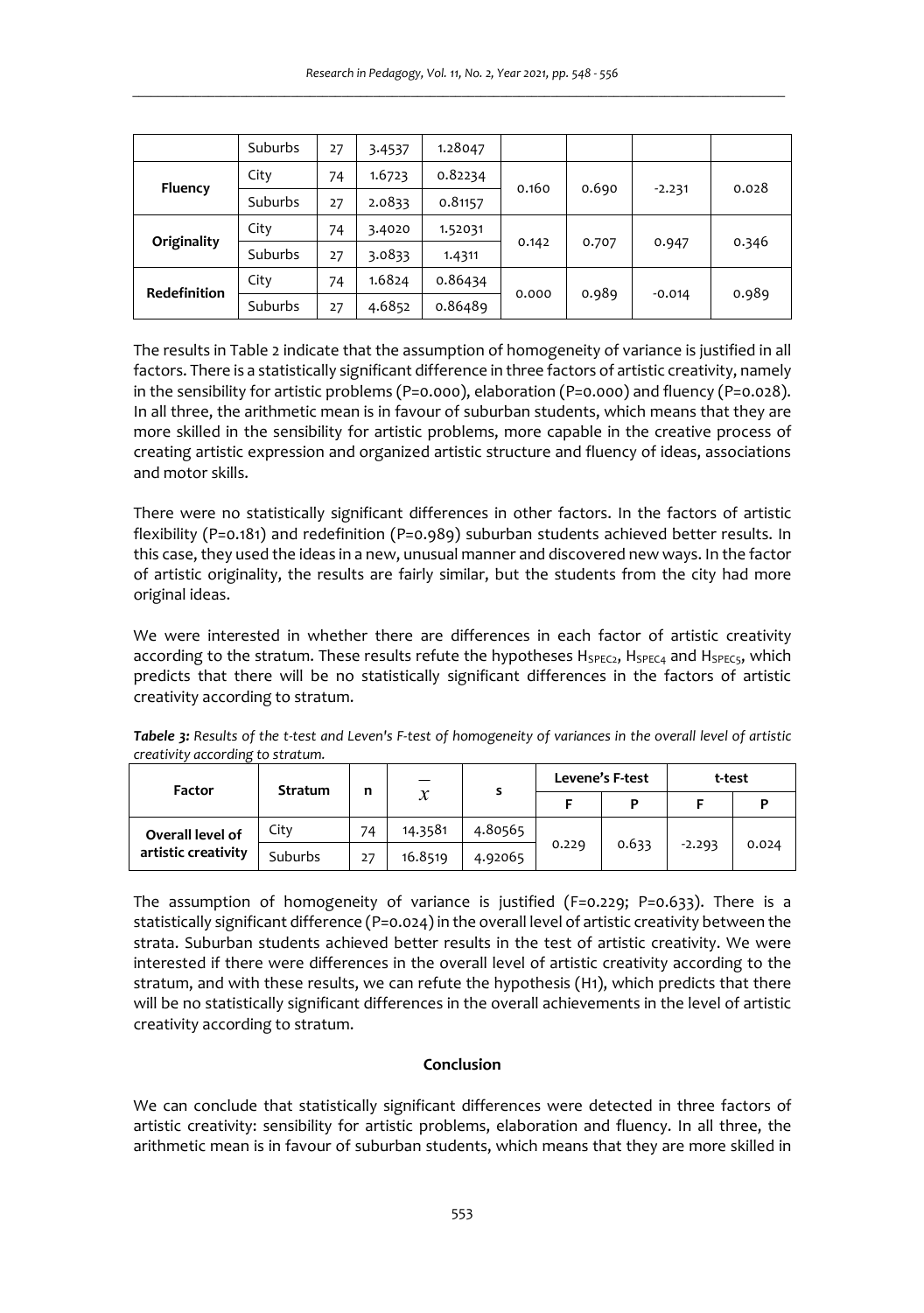| | Suburbs | 27 | 3.4537 | 1.28047 | | | | |
|---|---|---|---|---|---|---|---|---|
| **Fluency** | City | 74 | 1.6723 | 0.82234 | 0.160 | 0.690 | -2.231 | 0.028 |
| | Suburbs | 27 | 2.0833 | 0.81157 | | | | |
| **Originality** | City | 74 | 3.4020 | 1.52031 | 0.142 | 0.707 | 0.947 | 0.346 |
| | Suburbs | 27 | 3.0833 | 1.4311 | | | | |
| **Redefinition** | City | 74 | 1.6824 | 0.86434 | 0.000 | 0.989 | -0.014 | 0.989 |
| | Suburbs | 27 | 4.6852 | 0.86489 | | | | |

The results in Table 2 indicate that the assumption of homogeneity of variance is justified in all factors. There is a statistically significant difference in three factors of artistic creativity, namely in the sensibility for artistic problems (P=0.000), elaboration (P=0.000) and fluency (P=0.028). In all three, the arithmetic mean is in favour of suburban students, which means that they are more skilled in the sensibility for artistic problems, more capable in the creative process of creating artistic expression and organized artistic structure and fluency of ideas, associations and motor skills.

There were no statistically significant differences in other factors. In the factors of artistic flexibility (P=0.181) and redefinition (P=0.989) suburban students achieved better results. In this case, they used the ideas in a new, unusual manner and discovered new ways. In the factor of artistic originality, the results are fairly similar, but the students from the city had more original ideas.

We were interested in whether there are differences in each factor of artistic creativity according to the stratum. These results refute the hypotheses $H_{SPEC2}$, $H_{SPEC4}$ and $H_{SPEC5}$, which predicts that there will be no statistically significant differences in the factors of artistic creativity according to stratum.

***Tabele 3:*** *Results of the t-test and Leven's F-test of homogeneity of variances in the overall level of artistic creativity according to stratum.*

| Factor | Stratum | n | $\bar{x}$ | s | Levene's F-test | | t-test | |
|---|---|---|---|---|---|---|---|---|
| | | | | | F | P | F | P |
| **Overall level of artistic creativity** | City | 74 | 14.3581 | 4.80565 | 0.229 | 0.633 | -2.293 | 0.024 |
| | Suburbs | 27 | 16.8519 | 4.92065 | | | | |

The assumption of homogeneity of variance is justified (F=0.229; P=0.633). There is a statistically significant difference (P=0.024) in the overall level of artistic creativity between the strata. Suburban students achieved better results in the test of artistic creativity. We were interested if there were differences in the overall level of artistic creativity according to the stratum, and with these results, we can refute the hypothesis (H1), which predicts that there will be no statistically significant differences in the overall achievements in the level of artistic creativity according to stratum.

## Conclusion

We can conclude that statistically significant differences were detected in three factors of artistic creativity: sensibility for artistic problems, elaboration and fluency. In all three, the arithmetic mean is in favour of suburban students, which means that they are more skilled in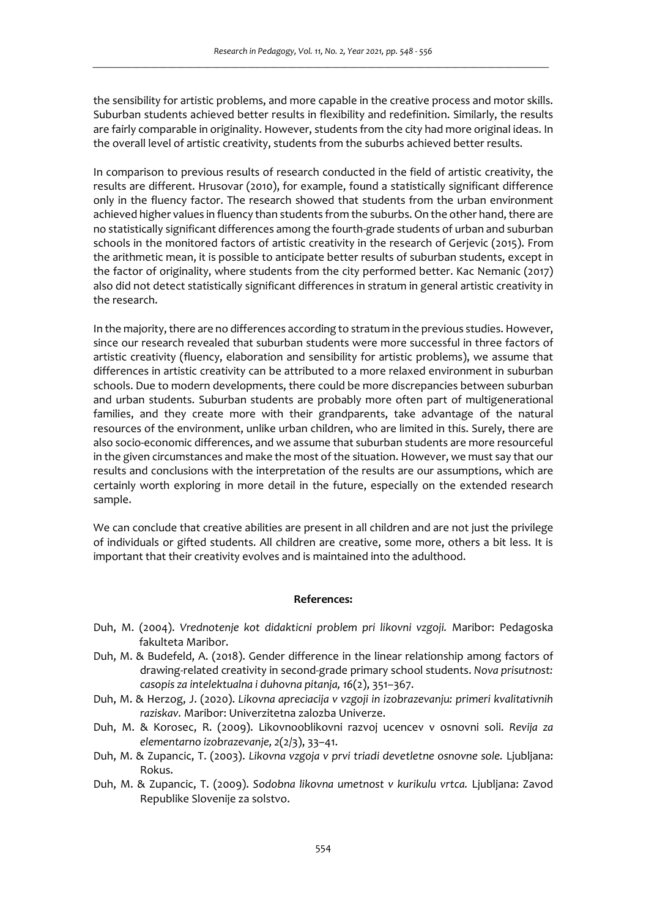the sensibility for artistic problems, and more capable in the creative process and motor skills. Suburban students achieved better results in flexibility and redefinition. Similarly, the results are fairly comparable in originality. However, students from the city had more original ideas. In the overall level of artistic creativity, students from the suburbs achieved better results.

In comparison to previous results of research conducted in the field of artistic creativity, the results are different. Hrusovar (2010), for example, found a statistically significant difference only in the fluency factor. The research showed that students from the urban environment achieved higher values in fluency than students from the suburbs. On the other hand, there are no statistically significant differences among the fourth-grade students of urban and suburban schools in the monitored factors of artistic creativity in the research of Gerjevic (2015). From the arithmetic mean, it is possible to anticipate better results of suburban students, except in the factor of originality, where students from the city performed better. Kac Nemanic (2017) also did not detect statistically significant differences in stratum in general artistic creativity in the research.

In the majority, there are no differences according to stratum in the previous studies. However, since our research revealed that suburban students were more successful in three factors of artistic creativity (fluency, elaboration and sensibility for artistic problems), we assume that differences in artistic creativity can be attributed to a more relaxed environment in suburban schools. Due to modern developments, there could be more discrepancies between suburban and urban students. Suburban students are probably more often part of multigenerational families, and they create more with their grandparents, take advantage of the natural resources of the environment, unlike urban children, who are limited in this. Surely, there are also socio-economic differences, and we assume that suburban students are more resourceful in the given circumstances and make the most of the situation. However, we must say that our results and conclusions with the interpretation of the results are our assumptions, which are certainly worth exploring in more detail in the future, especially on the extended research sample.

We can conclude that creative abilities are present in all children and are not just the privilege of individuals or gifted students. All children are creative, some more, others a bit less. It is important that their creativity evolves and is maintained into the adulthood.

**References:**

Duh, M. (2004). *Vrednotenje kot didakticni problem pri likovni vzgoji.* Maribor: Pedagoska fakulteta Maribor.

Duh, M. & Budefeld, A. (2018). Gender difference in the linear relationship among factors of drawing-related creativity in second-grade primary school students. *Nova prisutnost: casopis za intelektualna i duhovna pitanja, 16*(2), 351–367.

Duh, M. & Herzog, J. (2020). *Likovna apreciacija v vzgoji in izobrazevanju: primeri kvalitativnih raziskav.* Maribor: Univerzitetna zalozba Univerze.

Duh, M. & Korosec, R. (2009). Likovnooblikovni razvoj ucencev v osnovni soli. *Revija za elementarno izobrazevanje, 2*(2/3), 33–41.

Duh, M. & Zupancic, T. (2003). *Likovna vzgoja v prvi triadi devetletne osnovne sole.* Ljubljana: Rokus.

Duh, M. & Zupancic, T. (2009). *Sodobna likovna umetnost v kurikulu vrtca.* Ljubljana: Zavod Republike Slovenije za solstvo.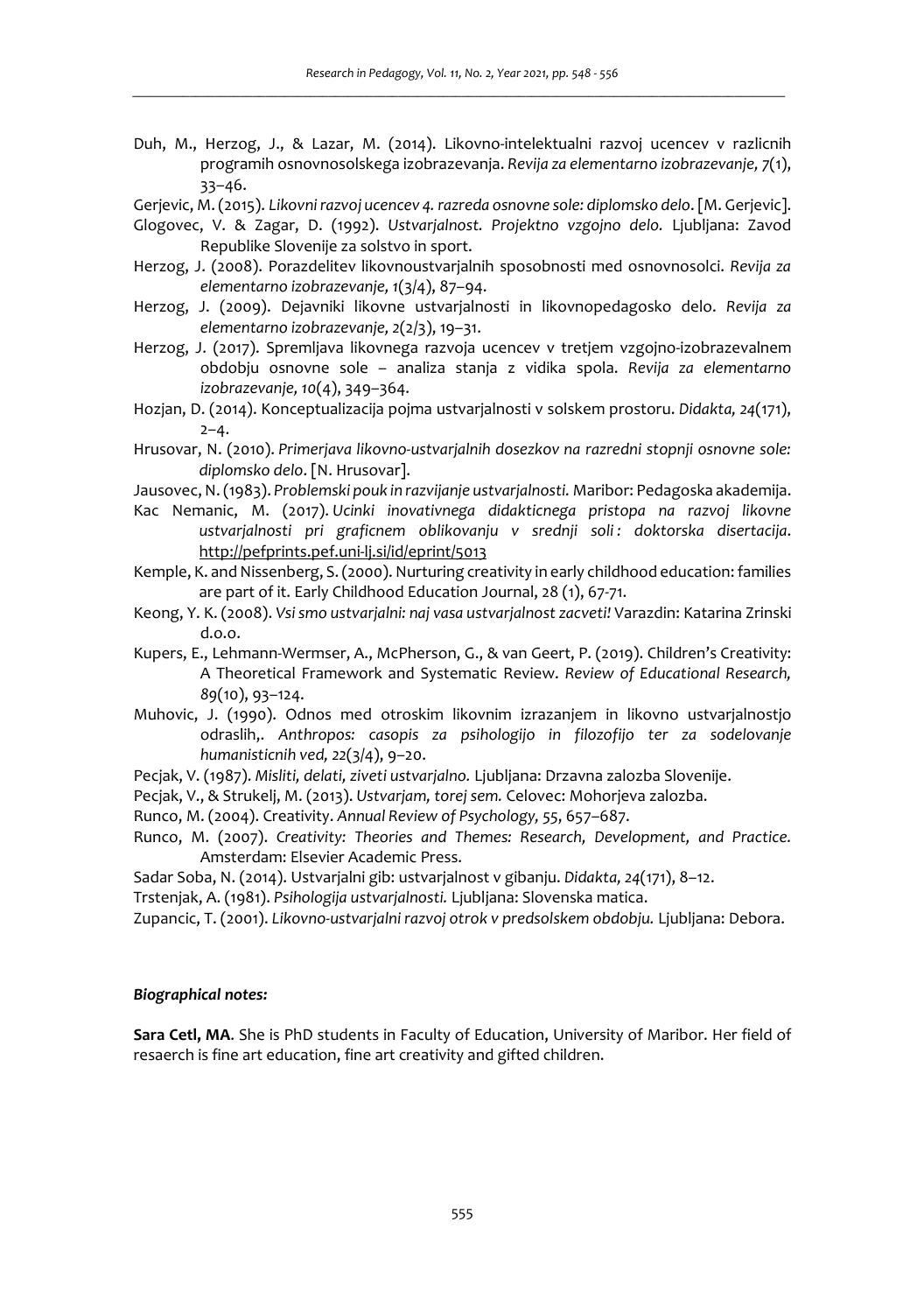Duh, M., Herzog, J., & Lazar, M. (2014). Likovno-intelektualni razvoj ucencev v razlicnih programih osnovnosolskega izobrazevanja. *Revija za elementarno izobrazevanje, 7*(1), 33–46.

Gerjevic, M. (2015). *Likovni razvoj ucencev 4. razreda osnovne sole: diplomsko delo*. [M. Gerjevic].

Glogovec, V. & Zagar, D. (1992). *Ustvarjalnost. Projektno vzgojno delo.* Ljubljana: Zavod Republike Slovenije za solstvo in sport.

Herzog, J. (2008). Porazdelitev likovnoustvarjalnih sposobnosti med osnovnosolci. *Revija za elementarno izobrazevanje, 1*(3/4), 87–94.

Herzog, J. (2009). Dejavniki likovne ustvarjalnosti in likovnopedagosko delo. *Revija za elementarno izobrazevanje, 2*(2/3), 19–31.

Herzog, J. (2017). Spremljava likovnega razvoja ucencev v tretjem vzgojno-izobrazevalnem obdobju osnovne sole – analiza stanja z vidika spola. *Revija za elementarno izobrazevanje, 10*(4), 349–364.

Hozjan, D. (2014). Konceptualizacija pojma ustvarjalnosti v solskem prostoru. *Didakta, 24*(171), 2–4.

Hrusovar, N. (2010). *Primerjava likovno-ustvarjalnih dosezkov na razredni stopnji osnovne sole: diplomsko delo*. [N. Hrusovar].

Jausovec, N. (1983). *Problemski pouk in razvijanje ustvarjalnosti.* Maribor: Pedagoska akademija.

Kac Nemanic, M. (2017). *Ucinki inovativnega didakticnega pristopa na razvoj likovne ustvarjalnosti pri graficnem oblikovanju v srednji soli : doktorska disertacija*. http://pefprints.pef.uni-lj.si/id/eprint/5013

Kemple, K. and Nissenberg, S. (2000). Nurturing creativity in early childhood education: families are part of it. Early Childhood Education Journal, 28 (1), 67-71.

Keong, Y. K. (2008). *Vsi smo ustvarjalni: naj vasa ustvarjalnost zacveti!* Varazdin: Katarina Zrinski d.o.o.

Kupers, E., Lehmann-Wermser, A., McPherson, G., & van Geert, P. (2019). Children's Creativity: A Theoretical Framework and Systematic Review. *Review of Educational Research, 89*(10), 93–124.

Muhovic, J. (1990). Odnos med otroskim likovnim izrazanjem in likovno ustvarjalnostjo odraslih,. *Anthropos: casopis za psihologijo in filozofijo ter za sodelovanje humanisticnih ved, 22*(3/4), 9–20.

Pecjak, V. (1987). *Misliti, delati, ziveti ustvarjalno.* Ljubljana: Drzavna zalozba Slovenije.

Pecjak, V., & Strukelj, M. (2013). *Ustvarjam, torej sem.* Celovec: Mohorjeva zalozba.

Runco, M. (2004). Creativity. *Annual Review of Psychology, 55*, 657–687.

Runco, M. (2007). *Creativity: Theories and Themes: Research, Development, and Practice.* Amsterdam: Elsevier Academic Press.

Sadar Soba, N. (2014). Ustvarjalni gib: ustvarjalnost v gibanju. *Didakta, 24*(171), 8–12.

Trstenjak, A. (1981). *Psihologija ustvarjalnosti.* Ljubljana: Slovenska matica.

Zupancic, T. (2001). *Likovno-ustvarjalni razvoj otrok v predsolskem obdobju.* Ljubljana: Debora.

***Biographical notes:***

**Sara Cetl, MA**. She is PhD students in Faculty of Education, University of Maribor. Her field of resaerch is fine art education, fine art creativity and gifted children.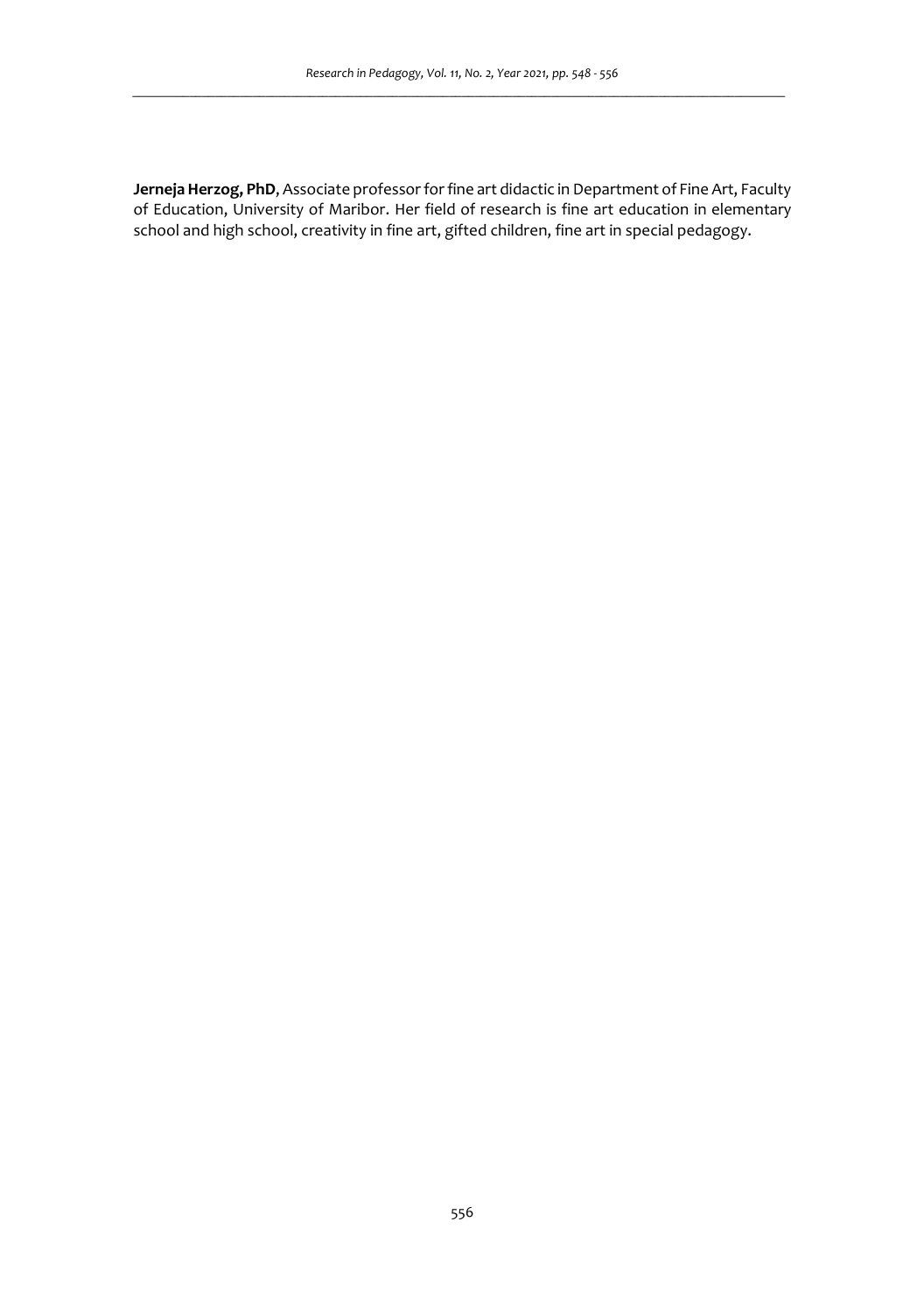**Jerneja Herzog, PhD**, Associate professor for fine art didactic in Department of Fine Art, Faculty of Education, University of Maribor. Her field of research is fine art education in elementary school and high school, creativity in fine art, gifted children, fine art in special pedagogy.